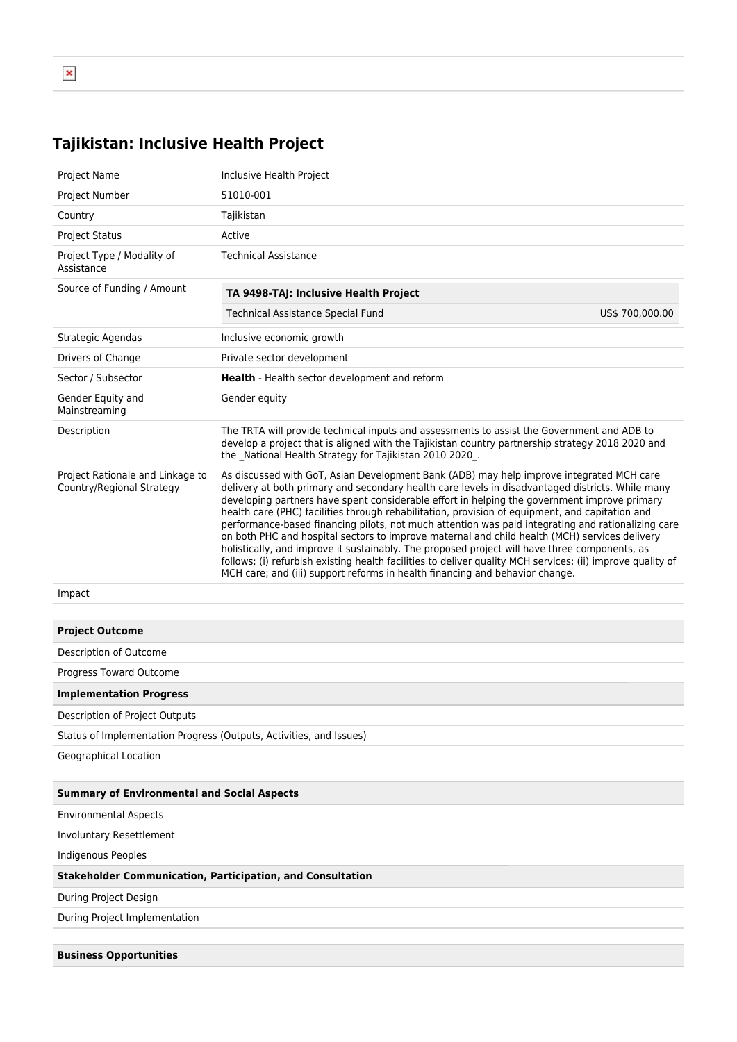# Tajikistan: Inclusive Health Project

| | |
|---|---|
| Project Name | Inclusive Health Project |
| Project Number | 51010-001 |
| Country | Tajikistan |
| Project Status | Active |
| Project Type / Modality of Assistance | Technical Assistance |
| Source of Funding / Amount | **TA 9498-TAJ: Inclusive Health Project**<br>Technical Assistance Special Fund US$ 700,000.00 |
| Strategic Agendas | Inclusive economic growth |
| Drivers of Change | Private sector development |
| Sector / Subsector | **Health** - Health sector development and reform |
| Gender Equity and Mainstreaming | Gender equity |
| Description | The TRTA will provide technical inputs and assessments to assist the Government and ADB to develop a project that is aligned with the Tajikistan country partnership strategy 2018 2020 and the _National Health Strategy for Tajikistan 2010 2020_. |
| Project Rationale and Linkage to Country/Regional Strategy | As discussed with GoT, Asian Development Bank (ADB) may help improve integrated MCH care delivery at both primary and secondary health care levels in disadvantaged districts. While many developing partners have spent considerable effort in helping the government improve primary health care (PHC) facilities through rehabilitation, provision of equipment, and capitation and performance-based financing pilots, not much attention was paid integrating and rationalizing care on both PHC and hospital sectors to improve maternal and child health (MCH) services delivery holistically, and improve it sustainably. The proposed project will have three components, as follows: (i) refurbish existing health facilities to deliver quality MCH services; (ii) improve quality of MCH care; and (iii) support reforms in health financing and behavior change. |
| Impact | |

**Project Outcome**

Description of Outcome

Progress Toward Outcome

**Implementation Progress**

Description of Project Outputs

Status of Implementation Progress (Outputs, Activities, and Issues)

Geographical Location

**Summary of Environmental and Social Aspects**

Environmental Aspects

Involuntary Resettlement

Indigenous Peoples

**Stakeholder Communication, Participation, and Consultation**

During Project Design

During Project Implementation

**Business Opportunities**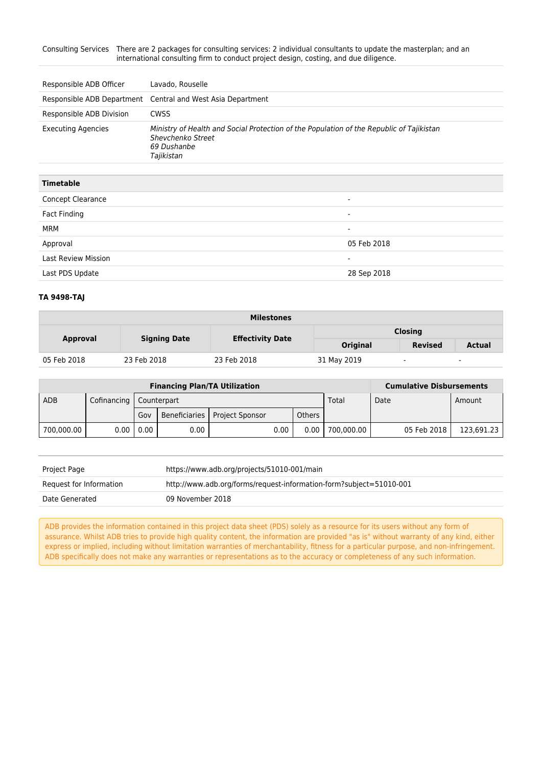| | |
|---|---|
| Consulting Services | There are 2 packages for consulting services: 2 individual consultants to update the masterplan; and an international consulting firm to conduct project design, costing, and due diligence. |

| | |
|---|---|
| Responsible ADB Officer | Lavado, Rouselle |
| Responsible ADB Department | Central and West Asia Department |
| Responsible ADB Division | CWSS |
| Executing Agencies | *Ministry of Health and Social Protection of the Population of the Republic of Tajikistan*<br>*Shevchenko Street*<br>*69 Dushanbe*<br>*Tajikistan* |

| **Timetable** | |
|---|---|
| Concept Clearance | - |
| Fact Finding | - |
| MRM | - |
| Approval | 05 Feb 2018 |
| Last Review Mission | - |
| Last PDS Update | 28 Sep 2018 |

**TA 9498-TAJ**

| **Milestones** | | | | | |
|---|---|---|---|---|---|
| **Approval** | **Signing Date** | **Effectivity Date** | **Closing** | | |
| | | | **Original** | **Revised** | **Actual** |
| 05 Feb 2018 | 23 Feb 2018 | 23 Feb 2018 | 31 May 2019 | - | - |

| **Financing Plan/TA Utilization** | | | | | | | **Cumulative Disbursements** | |
|---|---|---|---|---|---|---|---|---|
| ADB | Cofinancing | Counterpart | | | | Total | Date | Amount |
| | | Gov | Beneficiaries | Project Sponsor | Others | | | |
| 700,000.00 | 0.00 | 0.00 | 0.00 | 0.00 | 0.00 | 700,000.00 | 05 Feb 2018 | 123,691.23 |

| | |
|---|---|
| Project Page | https://www.adb.org/projects/51010-001/main |
| Request for Information | http://www.adb.org/forms/request-information-form?subject=51010-001 |
| Date Generated | 09 November 2018 |

ADB provides the information contained in this project data sheet (PDS) solely as a resource for its users without any form of assurance. Whilst ADB tries to provide high quality content, the information are provided "as is" without warranty of any kind, either express or implied, including without limitation warranties of merchantability, fitness for a particular purpose, and non-infringement. ADB specifically does not make any warranties or representations as to the accuracy or completeness of any such information.